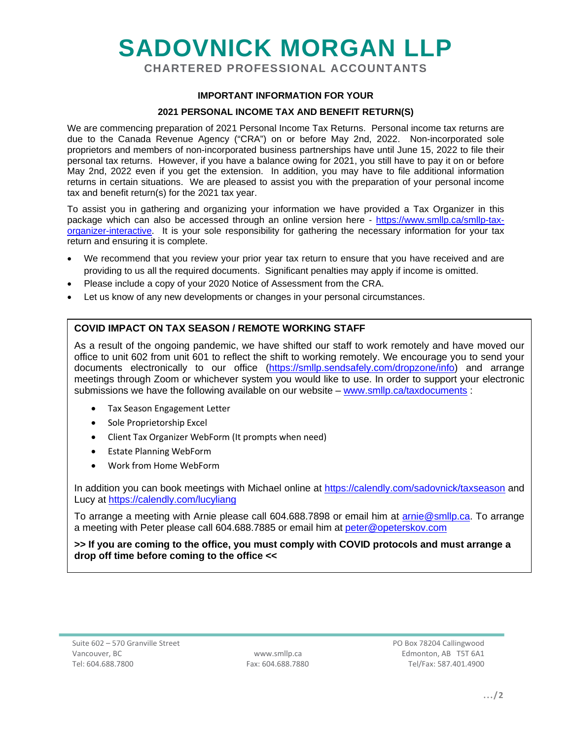# SADOVNICK MORGAN LLP

**CHARTERED PROFESSIONAL ACCOUNTANTS**

## IMPORTANT INFORMATION FOR YOUR

## 2021 PERSONAL INCOME TAX AND BENEFIT RETURN(S)

We are commencing preparation of 2021 Personal Income Tax Returns. Personal income tax returns are due to the Canada Revenue Agency ("CRA") on or before May 2nd, 2022. Non-incorporated sole proprietors and members of non-incorporated business partnerships have until June 15, 2022 to file their personal tax returns. However, if you have a balance owing for 2021, you still have to pay it on or before May 2nd, 2022 even if you get the extension. In addition, you may have to file additional information returns in certain situations. We are pleased to assist you with the preparation of your personal income tax and benefit return(s) for the 2021 tax year.

To assist you in gathering and organizing your information we have provided a Tax Organizer in this package which can also be accessed through an online version here - https://www.smllp.ca/smllp-tax-organizer-interactive. It is your sole responsibility for gathering the necessary information for your tax return and ensuring it is complete.

- We recommend that you review your prior year tax return to ensure that you have received and are providing to us all the required documents. Significant penalties may apply if income is omitted.
- Please include a copy of your 2020 Notice of Assessment from the CRA.
- Let us know of any new developments or changes in your personal circumstances.

### COVID IMPACT ON TAX SEASON / REMOTE WORKING STAFF

As a result of the ongoing pandemic, we have shifted our staff to work remotely and have moved our office to unit 602 from unit 601 to reflect the shift to working remotely. We encourage you to send your documents electronically to our office (https://smllp.sendsafely.com/dropzone/info) and arrange meetings through Zoom or whichever system you would like to use. In order to support your electronic submissions we have the following available on our website – www.smllp.ca/taxdocuments :

- Tax Season Engagement Letter
- Sole Proprietorship Excel
- Client Tax Organizer WebForm (It prompts when need)
- Estate Planning WebForm
- Work from Home WebForm

In addition you can book meetings with Michael online at https://calendly.com/sadovnick/taxseason and Lucy at https://calendly.com/lucyliang

To arrange a meeting with Arnie please call 604.688.7898 or email him at arnie@smllp.ca. To arrange a meeting with Peter please call 604.688.7885 or email him at peter@opeterskov.com

**>> If you are coming to the office, you must comply with COVID protocols and must arrange a drop off time before coming to the office <<**

Suite 602 – 570 Granville Street
Vancouver, BC
Tel: 604.688.7800

www.smllp.ca
Fax: 604.688.7880

PO Box 78204 Callingwood
Edmonton, AB T5T 6A1
Tel/Fax: 587.401.4900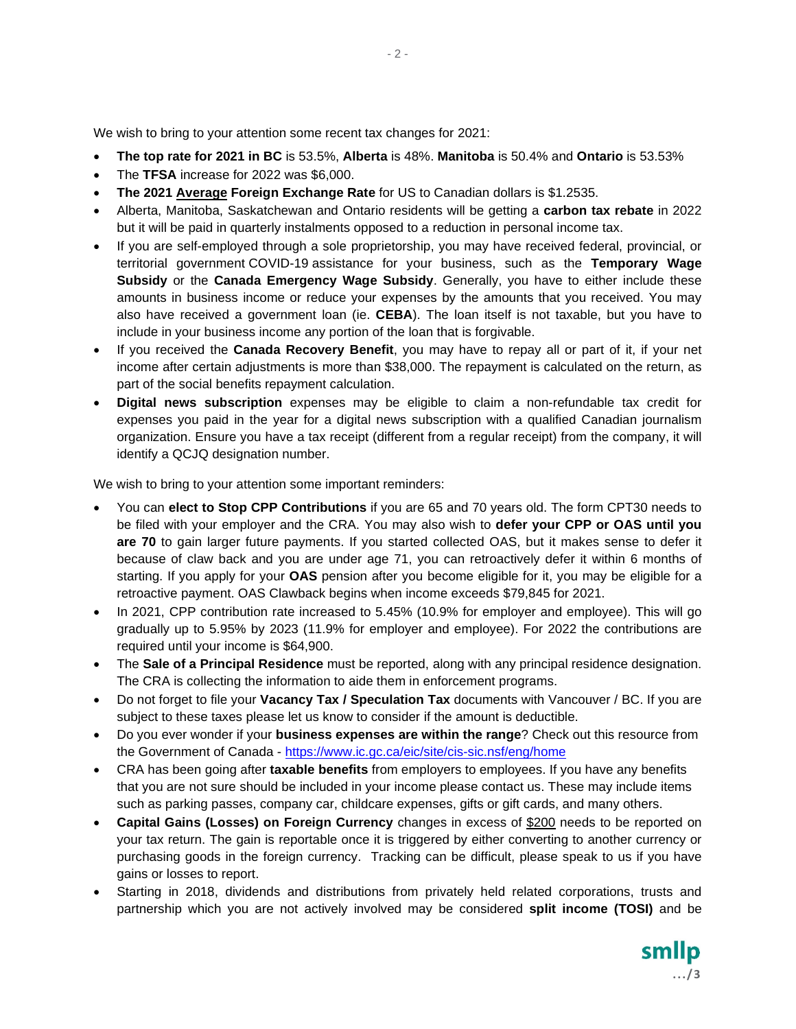We wish to bring to your attention some recent tax changes for 2021:

- **The top rate for 2021 in BC** is 53.5%, **Alberta** is 48%. **Manitoba** is 50.4% and **Ontario** is 53.53%
- The **TFSA** increase for 2022 was $6,000.
- **The 2021 <u>Average</u> Foreign Exchange Rate** for US to Canadian dollars is $1.2535.
- Alberta, Manitoba, Saskatchewan and Ontario residents will be getting a **carbon tax rebate** in 2022 but it will be paid in quarterly instalments opposed to a reduction in personal income tax.
- If you are self-employed through a sole proprietorship, you may have received federal, provincial, or territorial government COVID-19 assistance for your business, such as the **Temporary Wage Subsidy** or the **Canada Emergency Wage Subsidy**. Generally, you have to either include these amounts in business income or reduce your expenses by the amounts that you received. You may also have received a government loan (ie. **CEBA**). The loan itself is not taxable, but you have to include in your business income any portion of the loan that is forgivable.
- If you received the **Canada Recovery Benefit**, you may have to repay all or part of it, if your net income after certain adjustments is more than $38,000. The repayment is calculated on the return, as part of the social benefits repayment calculation.
- **Digital news subscription** expenses may be eligible to claim a non-refundable tax credit for expenses you paid in the year for a digital news subscription with a qualified Canadian journalism organization. Ensure you have a tax receipt (different from a regular receipt) from the company, it will identify a QCJQ designation number.

We wish to bring to your attention some important reminders:

- You can **elect to Stop CPP Contributions** if you are 65 and 70 years old. The form CPT30 needs to be filed with your employer and the CRA. You may also wish to **defer your CPP or OAS until you are 70** to gain larger future payments. If you started collected OAS, but it makes sense to defer it because of claw back and you are under age 71, you can retroactively defer it within 6 months of starting. If you apply for your **OAS** pension after you become eligible for it, you may be eligible for a retroactive payment. OAS Clawback begins when income exceeds $79,845 for 2021.
- In 2021, CPP contribution rate increased to 5.45% (10.9% for employer and employee). This will go gradually up to 5.95% by 2023 (11.9% for employer and employee). For 2022 the contributions are required until your income is $64,900.
- The **Sale of a Principal Residence** must be reported, along with any principal residence designation. The CRA is collecting the information to aide them in enforcement programs.
- Do not forget to file your **Vacancy Tax / Speculation Tax** documents with Vancouver / BC. If you are subject to these taxes please let us know to consider if the amount is deductible.
- Do you ever wonder if your **business expenses are within the range**? Check out this resource from the Government of Canada - https://www.ic.gc.ca/eic/site/cis-sic.nsf/eng/home
- CRA has been going after **taxable benefits** from employers to employees. If you have any benefits that you are not sure should be included in your income please contact us. These may include items such as parking passes, company car, childcare expenses, gifts or gift cards, and many others.
- **Capital Gains (Losses) on Foreign Currency** changes in excess of <u>$200</u> needs to be reported on your tax return. The gain is reportable once it is triggered by either converting to another currency or purchasing goods in the foreign currency. Tracking can be difficult, please speak to us if you have gains or losses to report.
- Starting in 2018, dividends and distributions from privately held related corporations, trusts and partnership which you are not actively involved may be considered **split income (TOSI)** and be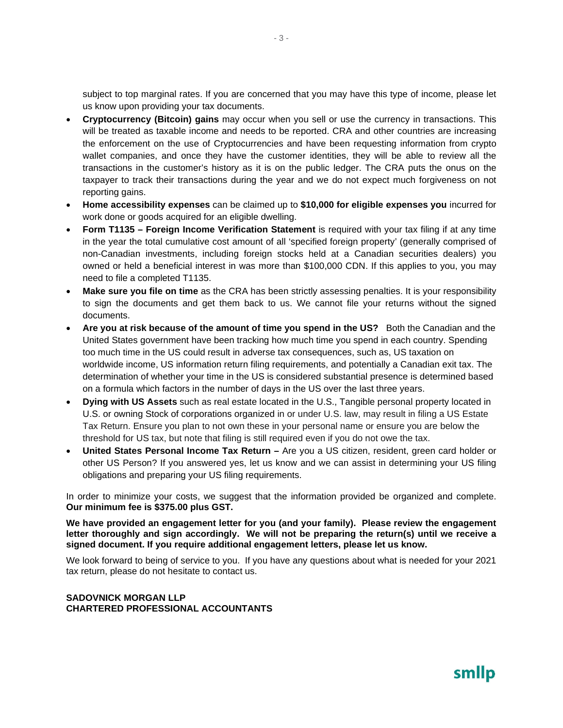subject to top marginal rates. If you are concerned that you may have this type of income, please let us know upon providing your tax documents.

- **Cryptocurrency (Bitcoin) gains** may occur when you sell or use the currency in transactions. This will be treated as taxable income and needs to be reported. CRA and other countries are increasing the enforcement on the use of Cryptocurrencies and have been requesting information from crypto wallet companies, and once they have the customer identities, they will be able to review all the transactions in the customer's history as it is on the public ledger. The CRA puts the onus on the taxpayer to track their transactions during the year and we do not expect much forgiveness on not reporting gains.
- **Home accessibility expenses** can be claimed up to **$10,000 for eligible expenses you** incurred for work done or goods acquired for an eligible dwelling.
- **Form T1135 – Foreign Income Verification Statement** is required with your tax filing if at any time in the year the total cumulative cost amount of all 'specified foreign property' (generally comprised of non-Canadian investments, including foreign stocks held at a Canadian securities dealers) you owned or held a beneficial interest in was more than $100,000 CDN. If this applies to you, you may need to file a completed T1135.
- **Make sure you file on time** as the CRA has been strictly assessing penalties. It is your responsibility to sign the documents and get them back to us. We cannot file your returns without the signed documents.
- **Are you at risk because of the amount of time you spend in the US?** Both the Canadian and the United States government have been tracking how much time you spend in each country. Spending too much time in the US could result in adverse tax consequences, such as, US taxation on worldwide income, US information return filing requirements, and potentially a Canadian exit tax. The determination of whether your time in the US is considered substantial presence is determined based on a formula which factors in the number of days in the US over the last three years.
- **Dying with US Assets** such as real estate located in the U.S., Tangible personal property located in U.S. or owning Stock of corporations organized in or under U.S. law, may result in filing a US Estate Tax Return. Ensure you plan to not own these in your personal name or ensure you are below the threshold for US tax, but note that filing is still required even if you do not owe the tax.
- **United States Personal Income Tax Return –** Are you a US citizen, resident, green card holder or other US Person? If you answered yes, let us know and we can assist in determining your US filing obligations and preparing your US filing requirements.

In order to minimize your costs, we suggest that the information provided be organized and complete. **Our minimum fee is $375.00 plus GST.**

**We have provided an engagement letter for you (and your family). Please review the engagement letter thoroughly and sign accordingly. We will not be preparing the return(s) until we receive a signed document. If you require additional engagement letters, please let us know.**

We look forward to being of service to you. If you have any questions about what is needed for your 2021 tax return, please do not hesitate to contact us.

**SADOVNICK MORGAN LLP**
**CHARTERED PROFESSIONAL ACCOUNTANTS**

smllp